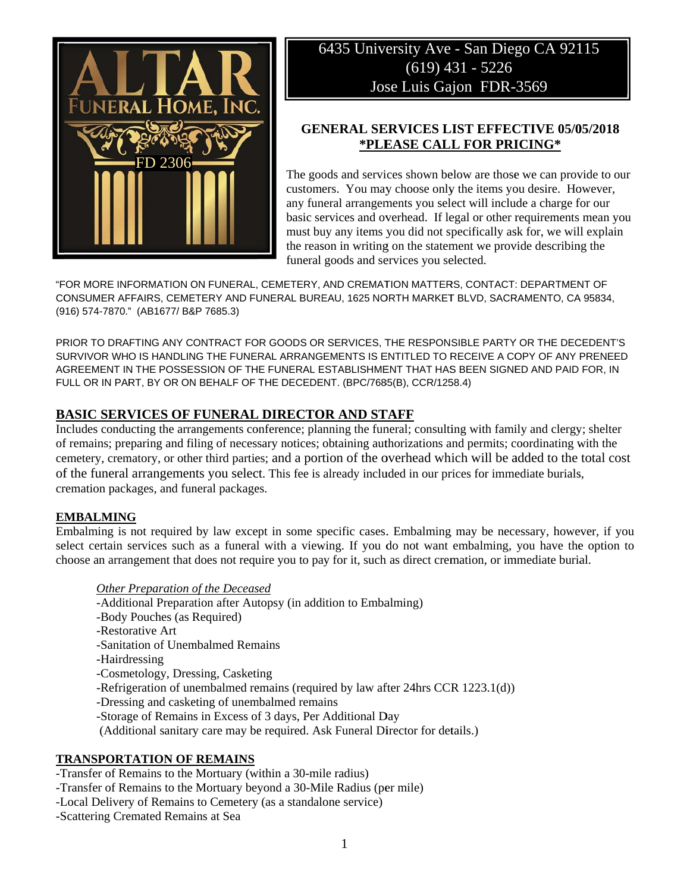ALTAR FUNERAL HOME, INC.

FD 2306

6435 University Ave - San Diego CA 92115
(619) 431 - 5226
Jose Luis Gajon FDR-3569

## GENERAL SERVICES LIST EFFECTIVE 05/05/2018
## *PLEASE CALL FOR PRICING*

The goods and services shown below are those we can provide to our customers. You may choose only the items you desire. However, any funeral arrangements you select will include a charge for our basic services and overhead. If legal or other requirements mean you must buy any items you did not specifically ask for, we will explain the reason in writing on the statement we provide describing the funeral goods and services you selected.

"FOR MORE INFORMATION ON FUNERAL, CEMETERY, AND CREMATION MATTERS, CONTACT: DEPARTMENT OF CONSUMER AFFAIRS, CEMETERY AND FUNERAL BUREAU, 1625 NORTH MARKET BLVD, SACRAMENTO, CA 95834, (916) 574-7870." (AB1677/ B&P 7685.3)

PRIOR TO DRAFTING ANY CONTRACT FOR GOODS OR SERVICES, THE RESPONSIBLE PARTY OR THE DECEDENT'S SURVIVOR WHO IS HANDLING THE FUNERAL ARRANGEMENTS IS ENTITLED TO RECEIVE A COPY OF ANY PRENEED AGREEMENT IN THE POSSESSION OF THE FUNERAL ESTABLISHMENT THAT HAS BEEN SIGNED AND PAID FOR, IN FULL OR IN PART, BY OR ON BEHALF OF THE DECEDENT. (BPC/7685(B), CCR/1258.4)

## BASIC SERVICES OF FUNERAL DIRECTOR AND STAFF

Includes conducting the arrangements conference; planning the funeral; consulting with family and clergy; shelter of remains; preparing and filing of necessary notices; obtaining authorizations and permits; coordinating with the cemetery, crematory, or other third parties; and a portion of the overhead which will be added to the total cost of the funeral arrangements you select. This fee is already included in our prices for immediate burials, cremation packages, and funeral packages.

## EMBALMING

Embalming is not required by law except in some specific cases. Embalming may be necessary, however, if you select certain services such as a funeral with a viewing. If you do not want embalming, you have the option to choose an arrangement that does not require you to pay for it, such as direct cremation, or immediate burial.

### *Other Preparation of the Deceased*

-Additional Preparation after Autopsy (in addition to Embalming)
-Body Pouches (as Required)
-Restorative Art
-Sanitation of Unembalmed Remains
-Hairdressing
-Cosmetology, Dressing, Casketing
-Refrigeration of unembalmed remains (required by law after 24hrs CCR 1223.1(d))
-Dressing and casketing of unembalmed remains
-Storage of Remains in Excess of 3 days, Per Additional Day
(Additional sanitary care may be required. Ask Funeral Director for details.)

## TRANSPORTATION OF REMAINS

-Transfer of Remains to the Mortuary (within a 30-mile radius)
-Transfer of Remains to the Mortuary beyond a 30-Mile Radius (per mile)
-Local Delivery of Remains to Cemetery (as a standalone service)
-Scattering Cremated Remains at Sea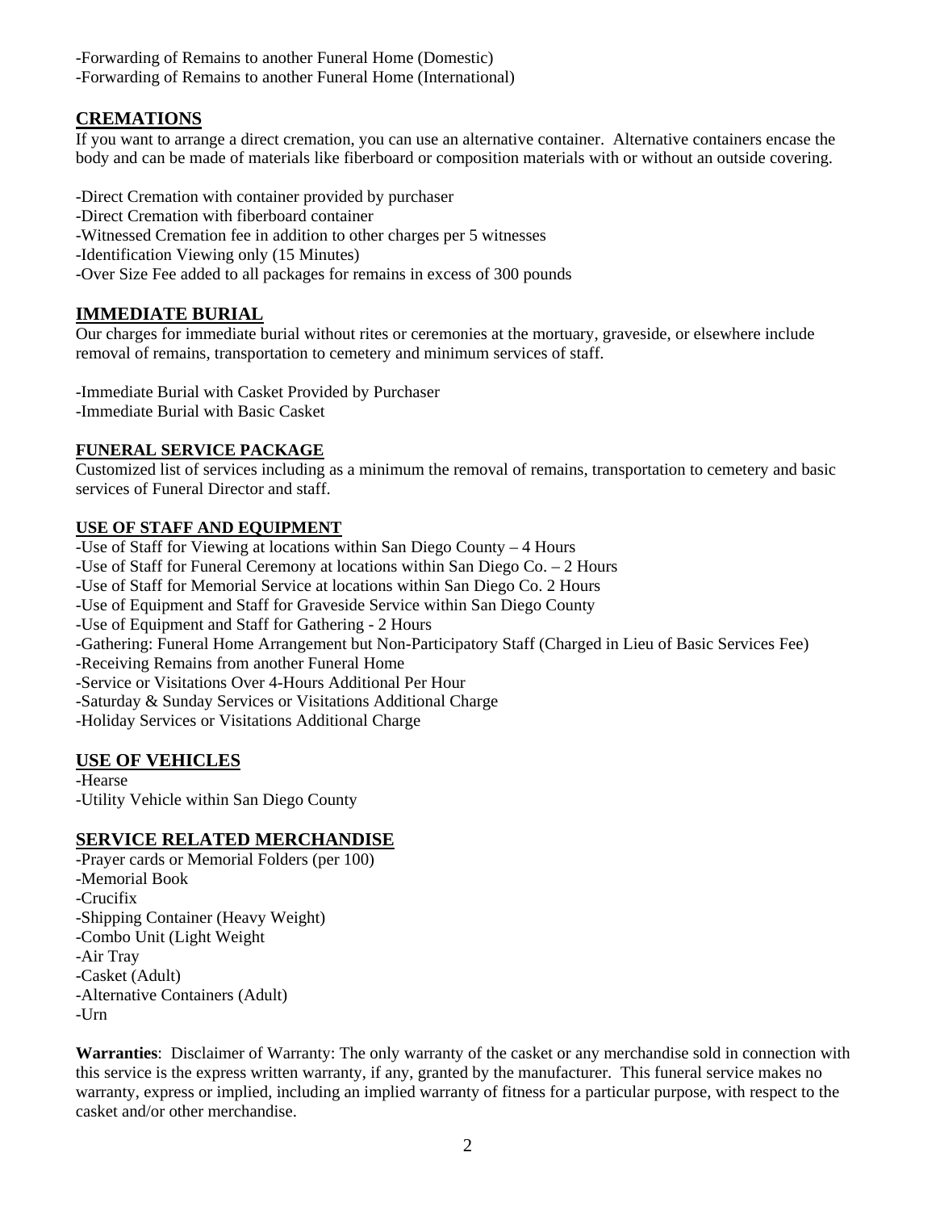-Forwarding of Remains to another Funeral Home (Domestic)
-Forwarding of Remains to another Funeral Home (International)

## CREMATIONS

If you want to arrange a direct cremation, you can use an alternative container. Alternative containers encase the body and can be made of materials like fiberboard or composition materials with or without an outside covering.

-Direct Cremation with container provided by purchaser
-Direct Cremation with fiberboard container
-Witnessed Cremation fee in addition to other charges per 5 witnesses
-Identification Viewing only (15 Minutes)
-Over Size Fee added to all packages for remains in excess of 300 pounds

## IMMEDIATE BURIAL

Our charges for immediate burial without rites or ceremonies at the mortuary, graveside, or elsewhere include removal of remains, transportation to cemetery and minimum services of staff.

-Immediate Burial with Casket Provided by Purchaser
-Immediate Burial with Basic Casket

### FUNERAL SERVICE PACKAGE

Customized list of services including as a minimum the removal of remains, transportation to cemetery and basic services of Funeral Director and staff.

### USE OF STAFF AND EQUIPMENT

-Use of Staff for Viewing at locations within San Diego County – 4 Hours
-Use of Staff for Funeral Ceremony at locations within San Diego Co. – 2 Hours
-Use of Staff for Memorial Service at locations within San Diego Co. 2 Hours
-Use of Equipment and Staff for Graveside Service within San Diego County
-Use of Equipment and Staff for Gathering - 2 Hours
-Gathering: Funeral Home Arrangement but Non-Participatory Staff (Charged in Lieu of Basic Services Fee)
-Receiving Remains from another Funeral Home
-Service or Visitations Over 4-Hours Additional Per Hour
-Saturday & Sunday Services or Visitations Additional Charge
-Holiday Services or Visitations Additional Charge

## USE OF VEHICLES

-Hearse
-Utility Vehicle within San Diego County

## SERVICE RELATED MERCHANDISE

-Prayer cards or Memorial Folders (per 100)
-Memorial Book
-Crucifix
-Shipping Container (Heavy Weight)
-Combo Unit (Light Weight
-Air Tray
-Casket (Adult)
-Alternative Containers (Adult)
-Urn

**Warranties**: Disclaimer of Warranty: The only warranty of the casket or any merchandise sold in connection with this service is the express written warranty, if any, granted by the manufacturer. This funeral service makes no warranty, express or implied, including an implied warranty of fitness for a particular purpose, with respect to the casket and/or other merchandise.